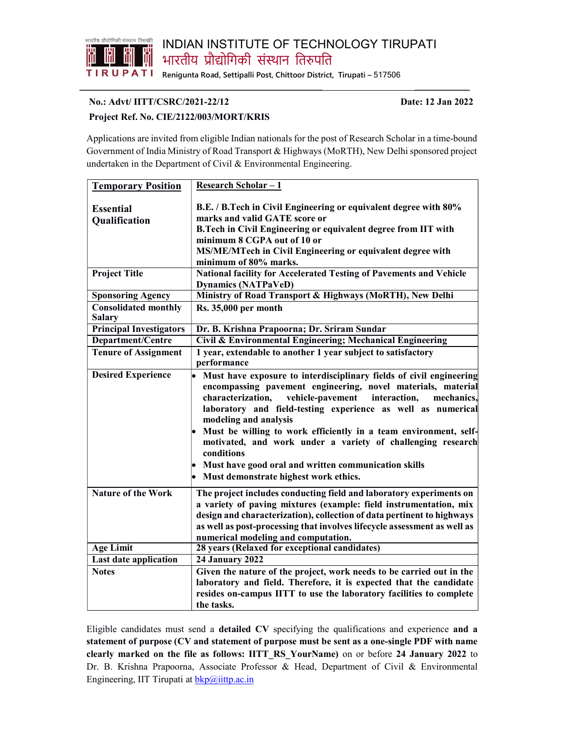# INDIAN INSTITUTE OF TECHNOLOGY TIRUPATI

# भारतीय प्रौद्योगिकी संस्थान तिरुपति

Renigunta Road, Settipalli Post, Chittoor District, Tirupati – 517506

**No.: Advt/ IITT/CSRC/2021-22/12** **Date: 12 Jan 2022**

**Project Ref. No. CIE/2122/003/MORT/KRIS**

Applications are invited from eligible Indian nationals for the post of Research Scholar in a time-bound Government of India Ministry of Road Transport & Highways (MoRTH), New Delhi sponsored project undertaken in the Department of Civil & Environmental Engineering.

| **Temporary Position** | **Research Scholar – 1** |
|---|---|
| **Essential Qualification** | **B.E. / B.Tech in Civil Engineering or equivalent degree with 80% marks and valid GATE score or**<br>**B.Tech in Civil Engineering or equivalent degree from IIT with minimum 8 CGPA out of 10 or**<br>**MS/ME/MTech in Civil Engineering or equivalent degree with minimum of 80% marks.** |
| **Project Title** | **National facility for Accelerated Testing of Pavements and Vehicle Dynamics (NATPaVeD)** |
| **Sponsoring Agency** | **Ministry of Road Transport & Highways (MoRTH), New Delhi** |
| **Consolidated monthly Salary** | **Rs. 35,000 per month** |
| **Principal Investigators** | **Dr. B. Krishna Prapoorna; Dr. Sriram Sundar** |
| **Department/Centre** | **Civil & Environmental Engineering; Mechanical Engineering** |
| **Tenure of Assignment** | **1 year, extendable to another 1 year subject to satisfactory performance** |
| **Desired Experience** | • **Must have exposure to interdisciplinary fields of civil engineering encompassing pavement engineering, novel materials, material characterization, vehicle-pavement interaction, mechanics, laboratory and field-testing experience as well as numerical modeling and analysis**<br>• **Must be willing to work efficiently in a team environment, self-motivated, and work under a variety of challenging research conditions**<br>• **Must have good oral and written communication skills**<br>• **Must demonstrate highest work ethics.** |
| **Nature of the Work** | **The project includes conducting field and laboratory experiments on a variety of paving mixtures (example: field instrumentation, mix design and characterization), collection of data pertinent to highways as well as post-processing that involves lifecycle assessment as well as numerical modeling and computation.** |
| **Age Limit** | **28 years (Relaxed for exceptional candidates)** |
| **Last date application** | **24 January 2022** |
| **Notes** | **Given the nature of the project, work needs to be carried out in the laboratory and field. Therefore, it is expected that the candidate resides on-campus IITT to use the laboratory facilities to complete the tasks.** |

Eligible candidates must send a **detailed** CV specifying the qualifications and experience **and a statement of purpose (CV and statement of purpose must be sent as a one-single PDF with name clearly marked on the file as follows: IITT_RS_YourName)** on or before **24 January 2022** to Dr. B. Krishna Prapoorna, Associate Professor & Head, Department of Civil & Environmental Engineering, IIT Tirupati at bkp@iittp.ac.in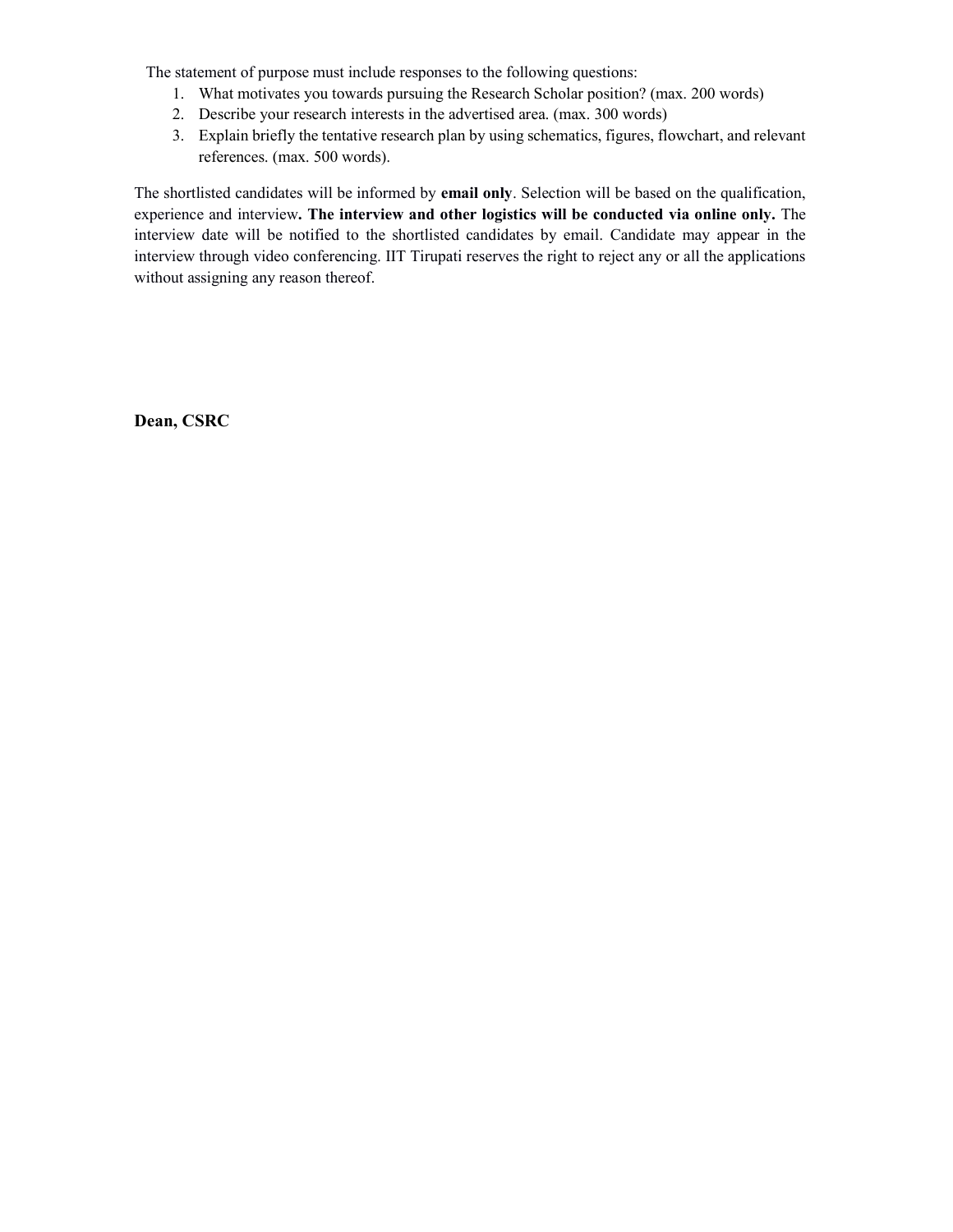The statement of purpose must include responses to the following questions:

1. What motivates you towards pursuing the Research Scholar position? (max. 200 words)
2. Describe your research interests in the advertised area. (max. 300 words)
3. Explain briefly the tentative research plan by using schematics, figures, flowchart, and relevant references. (max. 500 words).

The shortlisted candidates will be informed by **email only**. Selection will be based on the qualification, experience and interview**. The interview and other logistics will be conducted via online only.** The interview date will be notified to the shortlisted candidates by email. Candidate may appear in the interview through video conferencing. IIT Tirupati reserves the right to reject any or all the applications without assigning any reason thereof.

**Dean, CSRC**